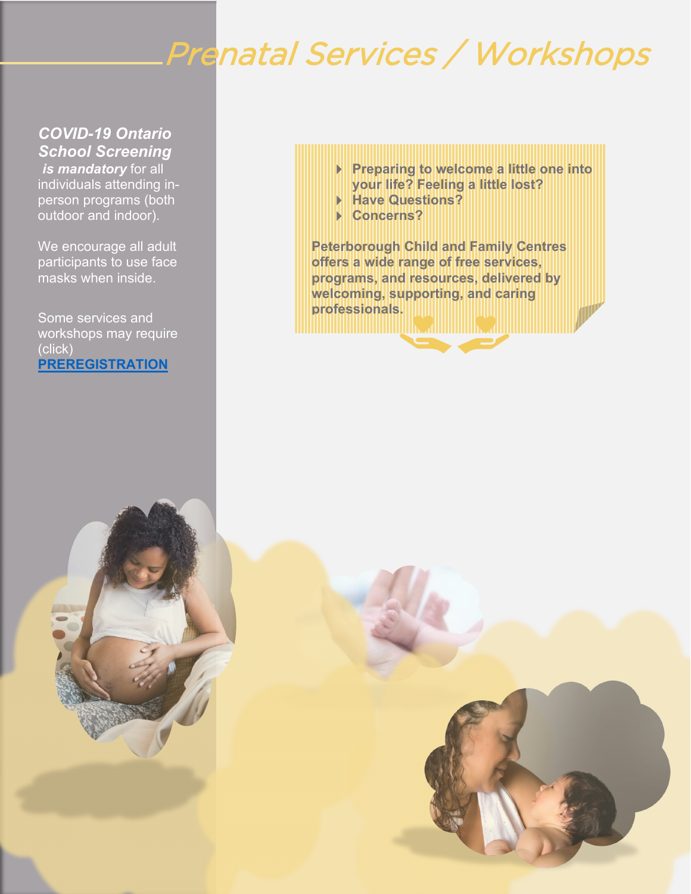# Prenatal Services / Workshops

***COVID-19 Ontario School Screening is mandatory*** for all individuals attending in-person programs (both outdoor and indoor).

We encourage all adult participants to use face masks when inside.

Some services and workshops may require (click) **PREREGISTRATION**

- **Preparing to welcome a little one into your life? Feeling a little lost?**
- **Have Questions?**
- **Concerns?**

**Peterborough Child and Family Centres offers a wide range of free services, programs, and resources, delivered by welcoming, supporting, and caring professionals.**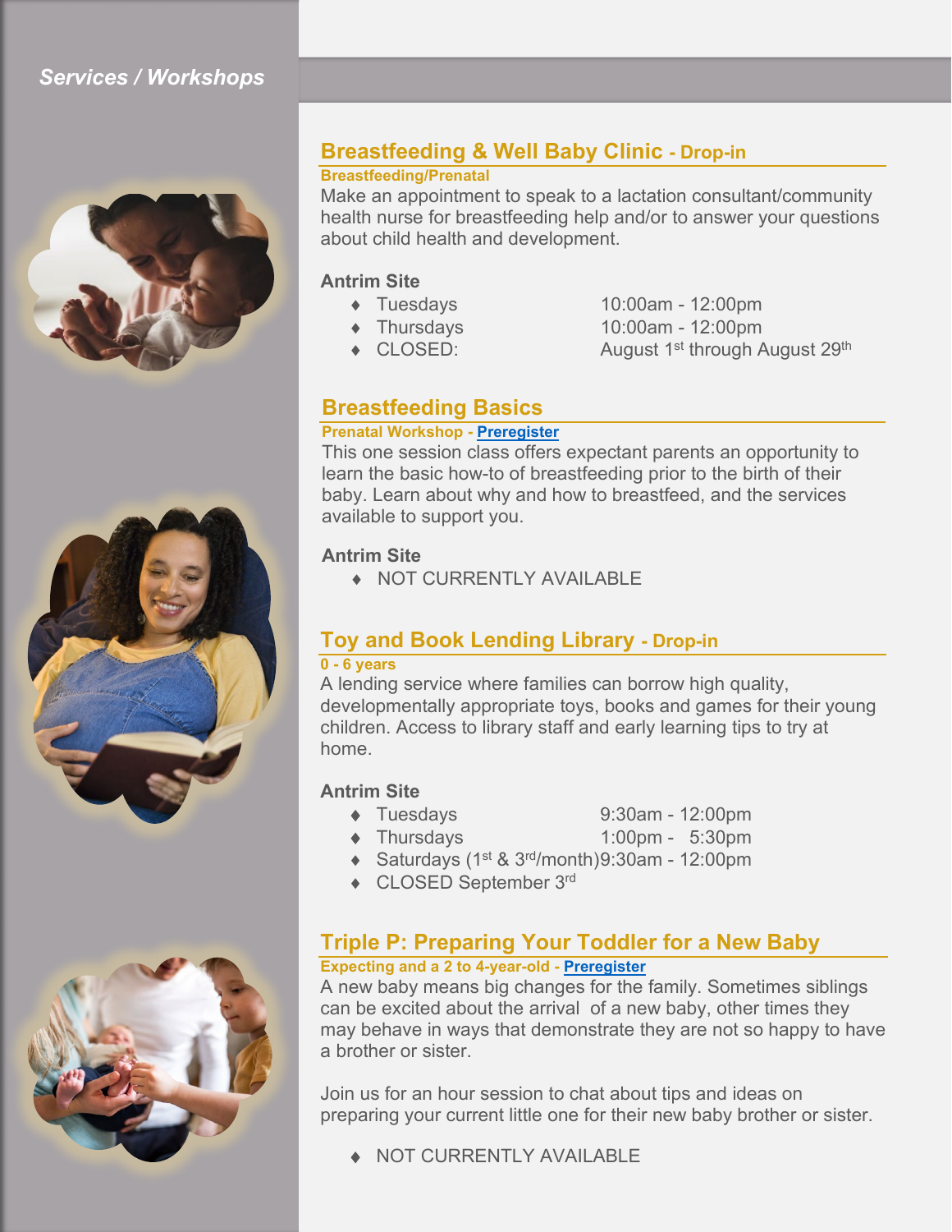*Services / Workshops*

## Breastfeeding & Well Baby Clinic - Drop-in

**Breastfeeding/Prenatal**

Make an appointment to speak to a lactation consultant/community health nurse for breastfeeding help and/or to answer your questions about child health and development.

**Antrim Site**

- Tuesdays 10:00am - 12:00pm
- Thursdays 10:00am - 12:00pm
- CLOSED: August 1st through August 29th

## Breastfeeding Basics

**Prenatal Workshop - Preregister**

This one session class offers expectant parents an opportunity to learn the basic how-to of breastfeeding prior to the birth of their baby. Learn about why and how to breastfeed, and the services available to support you.

**Antrim Site**

- NOT CURRENTLY AVAILABLE

## Toy and Book Lending Library - Drop-in

**0 - 6 years**

A lending service where families can borrow high quality, developmentally appropriate toys, books and games for their young children. Access to library staff and early learning tips to try at home.

**Antrim Site**

- Tuesdays 9:30am - 12:00pm
- Thursdays 1:00pm - 5:30pm
- Saturdays (1st & 3rd/month) 9:30am - 12:00pm
- CLOSED September 3rd

## Triple P: Preparing Your Toddler for a New Baby

**Expecting and a 2 to 4-year-old - Preregister**

A new baby means big changes for the family. Sometimes siblings can be excited about the arrival of a new baby, other times they may behave in ways that demonstrate they are not so happy to have a brother or sister.

Join us for an hour session to chat about tips and ideas on preparing your current little one for their new baby brother or sister.

- NOT CURRENTLY AVAILABLE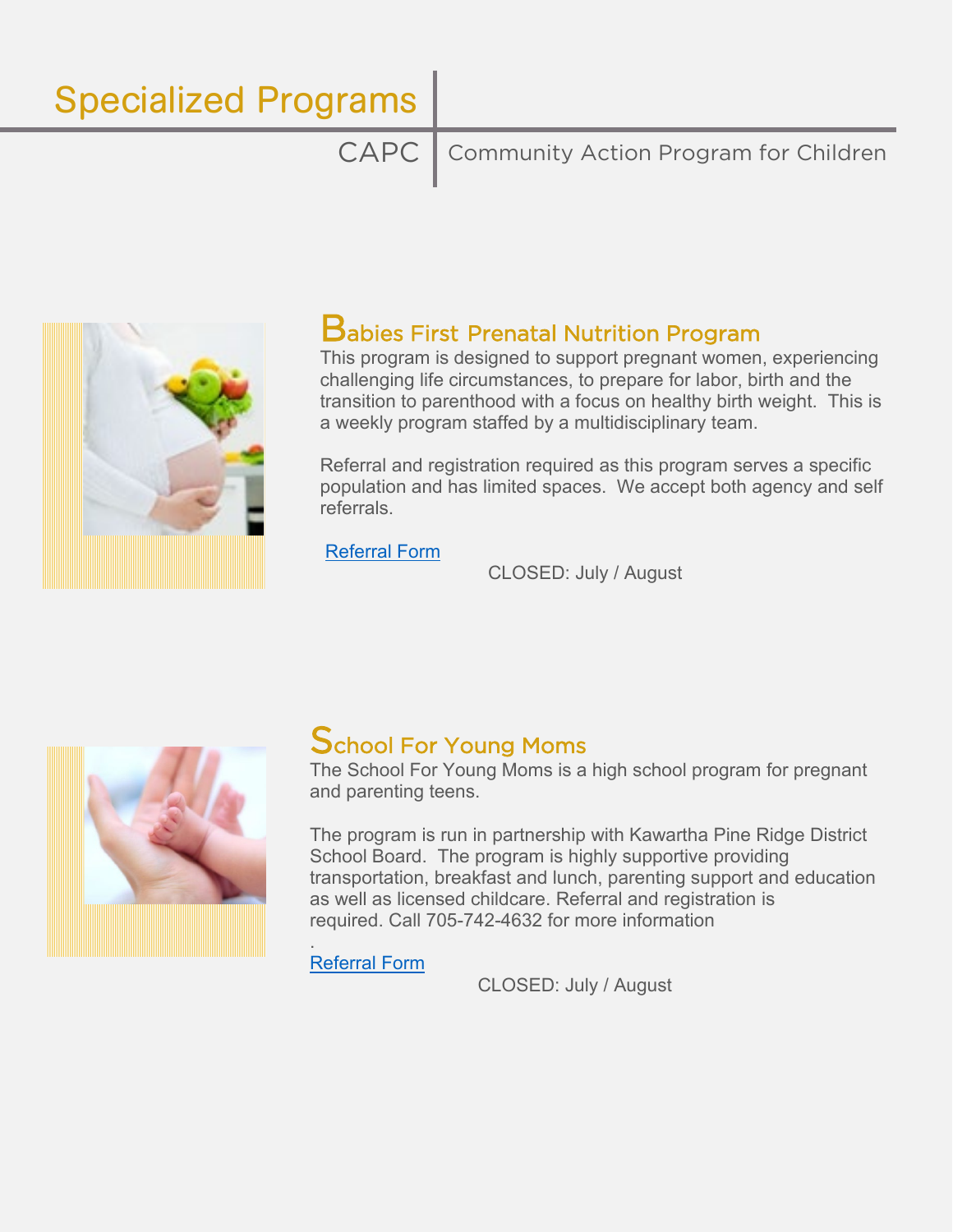# Specialized Programs

CAPC | Community Action Program for Children

## Babies First Prenatal Nutrition Program

This program is designed to support pregnant women, experiencing challenging life circumstances, to prepare for labor, birth and the transition to parenthood with a focus on healthy birth weight. This is a weekly program staffed by a multidisciplinary team.

Referral and registration required as this program serves a specific population and has limited spaces. We accept both agency and self referrals.

Referral Form

CLOSED: July / August

## School For Young Moms

The School For Young Moms is a high school program for pregnant and parenting teens.

The program is run in partnership with Kawartha Pine Ridge District School Board. The program is highly supportive providing transportation, breakfast and lunch, parenting support and education as well as licensed childcare. Referral and registration is required. Call 705-742-4632 for more information

.

Referral Form

CLOSED: July / August